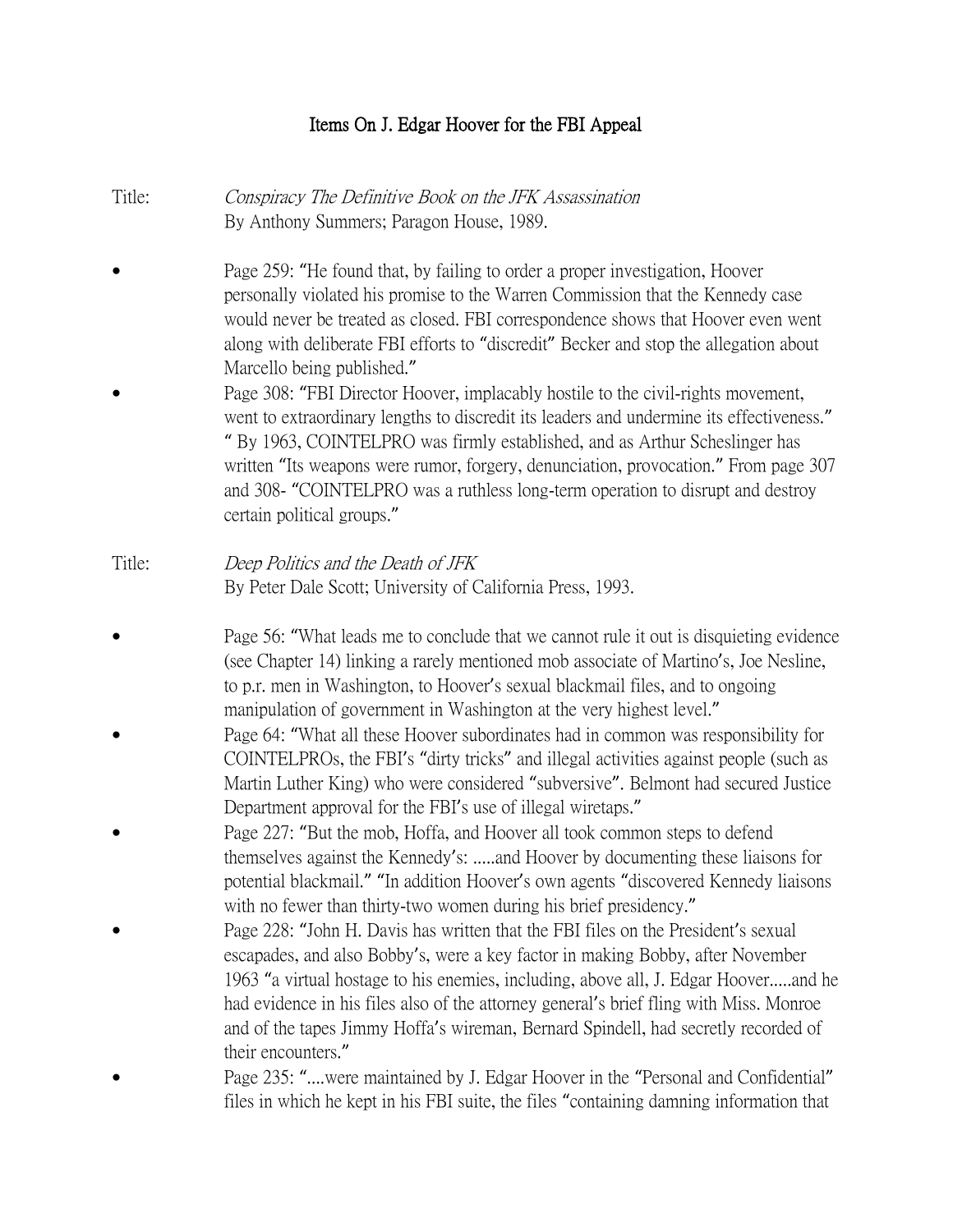# Items On J. Edgar Hoover for the FBI Appeal

Title: *Conspiracy The Definitive Book on the JFK Assassination*
By Anthony Summers; Paragon House, 1989.

- Page 259: "He found that, by failing to order a proper investigation, Hoover personally violated his promise to the Warren Commission that the Kennedy case would never be treated as closed. FBI correspondence shows that Hoover even went along with deliberate FBI efforts to "discredit" Becker and stop the allegation about Marcello being published."
- Page 308: "FBI Director Hoover, implacably hostile to the civil-rights movement, went to extraordinary lengths to discredit its leaders and undermine its effectiveness." " By 1963, COINTELPRO was firmly established, and as Arthur Scheslinger has written "Its weapons were rumor, forgery, denunciation, provocation." From page 307 and 308- "COINTELPRO was a ruthless long-term operation to disrupt and destroy certain political groups."

Title: *Deep Politics and the Death of JFK*
By Peter Dale Scott; University of California Press, 1993.

- Page 56: "What leads me to conclude that we cannot rule it out is disquieting evidence (see Chapter 14) linking a rarely mentioned mob associate of Martino's, Joe Nesline, to p.r. men in Washington, to Hoover's sexual blackmail files, and to ongoing manipulation of government in Washington at the very highest level."
- Page 64: "What all these Hoover subordinates had in common was responsibility for COINTELPROs, the FBI's "dirty tricks" and illegal activities against people (such as Martin Luther King) who were considered "subversive". Belmont had secured Justice Department approval for the FBI's use of illegal wiretaps."
- Page 227: "But the mob, Hoffa, and Hoover all took common steps to defend themselves against the Kennedy's: .....and Hoover by documenting these liaisons for potential blackmail." "In addition Hoover's own agents "discovered Kennedy liaisons with no fewer than thirty-two women during his brief presidency."
- Page 228: "John H. Davis has written that the FBI files on the President's sexual escapades, and also Bobby's, were a key factor in making Bobby, after November 1963 "a virtual hostage to his enemies, including, above all, J. Edgar Hoover.....and he had evidence in his files also of the attorney general's brief fling with Miss. Monroe and of the tapes Jimmy Hoffa's wireman, Bernard Spindell, had secretly recorded of their encounters."
- Page 235: "....were maintained by J. Edgar Hoover in the "Personal and Confidential" files in which he kept in his FBI suite, the files "containing damning information that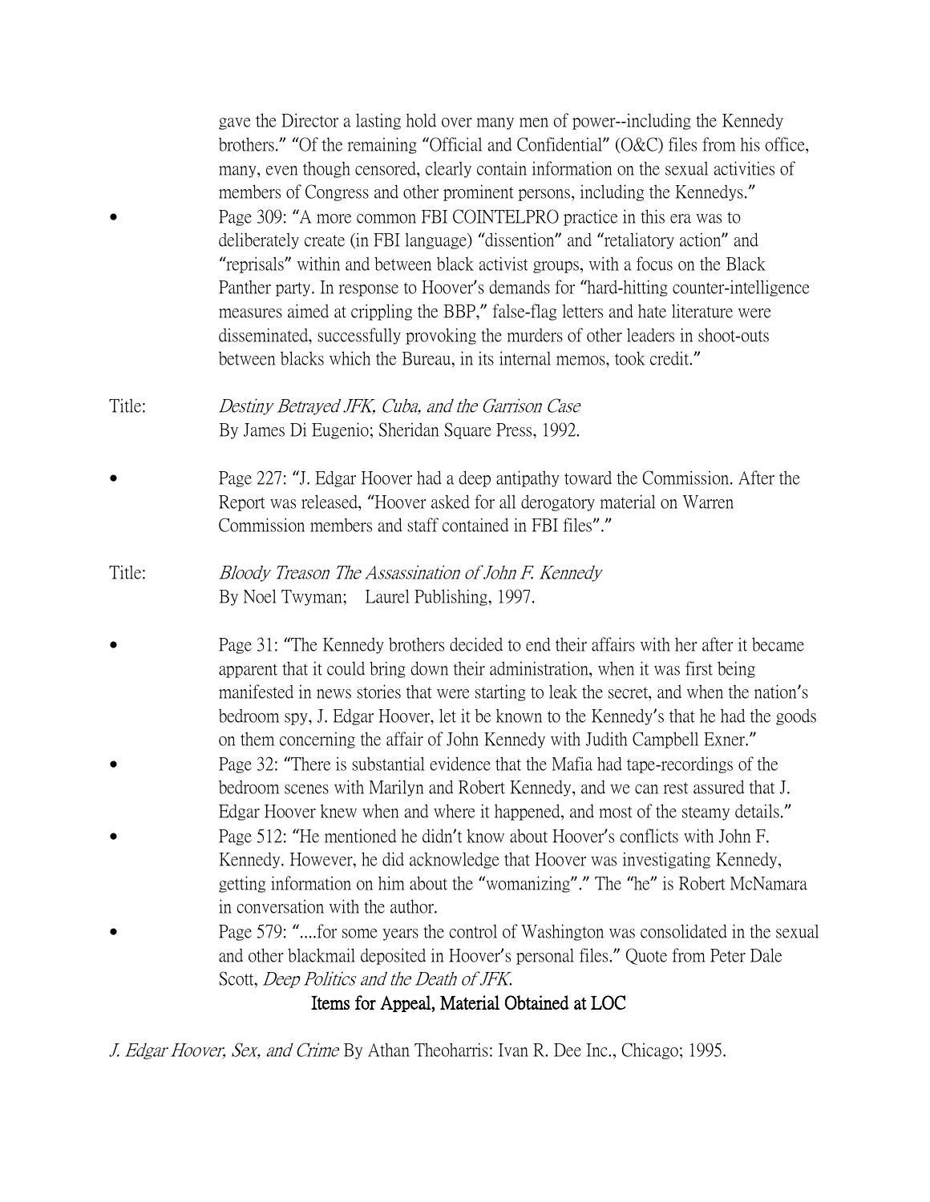gave the Director a lasting hold over many men of power--including the Kennedy brothers." "Of the remaining "Official and Confidential" (O&C) files from his office, many, even though censored, clearly contain information on the sexual activities of members of Congress and other prominent persons, including the Kennedys."

- Page 309: "A more common FBI COINTELPRO practice in this era was to deliberately create (in FBI language) "dissention" and "retaliatory action" and "reprisals" within and between black activist groups, with a focus on the Black Panther party. In response to Hoover's demands for "hard-hitting counter-intelligence measures aimed at crippling the BBP," false-flag letters and hate literature were disseminated, successfully provoking the murders of other leaders in shoot-outs between blacks which the Bureau, in its internal memos, took credit."

Title: *Destiny Betrayed JFK, Cuba, and the Garrison Case*
By James Di Eugenio; Sheridan Square Press, 1992.

- Page 227: "J. Edgar Hoover had a deep antipathy toward the Commission. After the Report was released, "Hoover asked for all derogatory material on Warren Commission members and staff contained in FBI files"."

Title: *Bloody Treason The Assassination of John F. Kennedy*
By Noel Twyman; Laurel Publishing, 1997.

- Page 31: "The Kennedy brothers decided to end their affairs with her after it became apparent that it could bring down their administration, when it was first being manifested in news stories that were starting to leak the secret, and when the nation's bedroom spy, J. Edgar Hoover, let it be known to the Kennedy's that he had the goods on them concerning the affair of John Kennedy with Judith Campbell Exner."
- Page 32: "There is substantial evidence that the Mafia had tape-recordings of the bedroom scenes with Marilyn and Robert Kennedy, and we can rest assured that J. Edgar Hoover knew when and where it happened, and most of the steamy details."
- Page 512: "He mentioned he didn't know about Hoover's conflicts with John F. Kennedy. However, he did acknowledge that Hoover was investigating Kennedy, getting information on him about the "womanizing"." The "he" is Robert McNamara in conversation with the author.
- Page 579: "....for some years the control of Washington was consolidated in the sexual and other blackmail deposited in Hoover's personal files." Quote from Peter Dale Scott, *Deep Politics and the Death of JFK.*

**Items for Appeal, Material Obtained at LOC**

*J. Edgar Hoover, Sex, and Crime* By Athan Theoharris: Ivan R. Dee Inc., Chicago; 1995.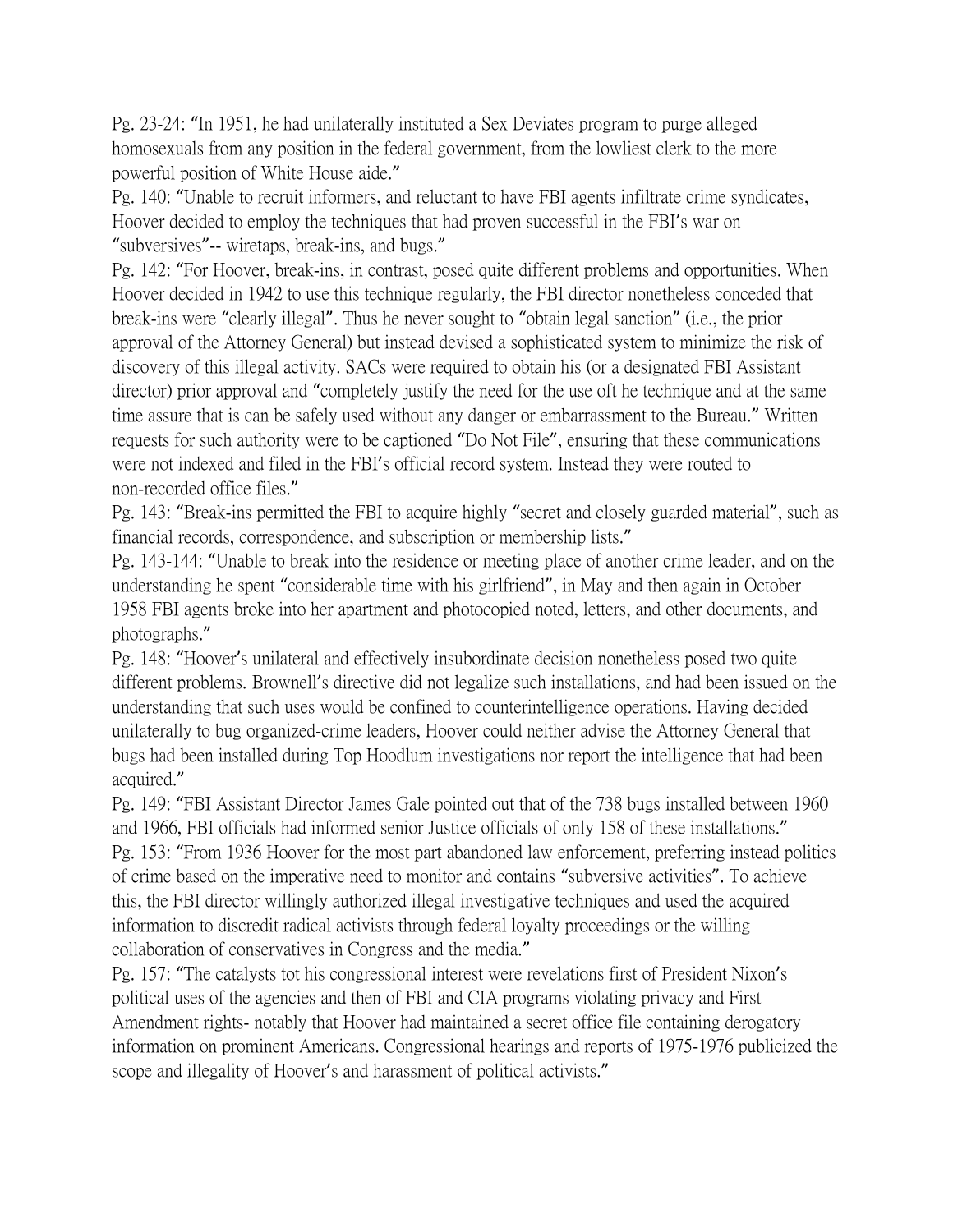Pg. 23-24: “In 1951, he had unilaterally instituted a Sex Deviates program to purge alleged homosexuals from any position in the federal government, from the lowliest clerk to the more powerful position of White House aide.”

Pg. 140: “Unable to recruit informers, and reluctant to have FBI agents infiltrate crime syndicates, Hoover decided to employ the techniques that had proven successful in the FBI's war on “subversives”-- wiretaps, break-ins, and bugs.”

Pg. 142: “For Hoover, break-ins, in contrast, posed quite different problems and opportunities. When Hoover decided in 1942 to use this technique regularly, the FBI director nonetheless conceded that break-ins were “clearly illegal”. Thus he never sought to “obtain legal sanction” (i.e., the prior approval of the Attorney General) but instead devised a sophisticated system to minimize the risk of discovery of this illegal activity. SACs were required to obtain his (or a designated FBI Assistant director) prior approval and “completely justify the need for the use oft he technique and at the same time assure that is can be safely used without any danger or embarrassment to the Bureau.” Written requests for such authority were to be captioned “Do Not File”, ensuring that these communications were not indexed and filed in the FBI's official record system. Instead they were routed to non-recorded office files.”

Pg. 143: “Break-ins permitted the FBI to acquire highly “secret and closely guarded material”, such as financial records, correspondence, and subscription or membership lists.”

Pg. 143-144: “Unable to break into the residence or meeting place of another crime leader, and on the understanding he spent “considerable time with his girlfriend”, in May and then again in October 1958 FBI agents broke into her apartment and photocopied noted, letters, and other documents, and photographs.”

Pg. 148: “Hoover's unilateral and effectively insubordinate decision nonetheless posed two quite different problems. Brownell's directive did not legalize such installations, and had been issued on the understanding that such uses would be confined to counterintelligence operations. Having decided unilaterally to bug organized-crime leaders, Hoover could neither advise the Attorney General that bugs had been installed during Top Hoodlum investigations nor report the intelligence that had been acquired.”

Pg. 149: “FBI Assistant Director James Gale pointed out that of the 738 bugs installed between 1960 and 1966, FBI officials had informed senior Justice officials of only 158 of these installations.”

Pg. 153: “From 1936 Hoover for the most part abandoned law enforcement, preferring instead politics of crime based on the imperative need to monitor and contains “subversive activities”. To achieve this, the FBI director willingly authorized illegal investigative techniques and used the acquired information to discredit radical activists through federal loyalty proceedings or the willing collaboration of conservatives in Congress and the media.”

Pg. 157: “The catalysts tot his congressional interest were revelations first of President Nixon's political uses of the agencies and then of FBI and CIA programs violating privacy and First Amendment rights- notably that Hoover had maintained a secret office file containing derogatory information on prominent Americans. Congressional hearings and reports of 1975-1976 publicized the scope and illegality of Hoover's and harassment of political activists.”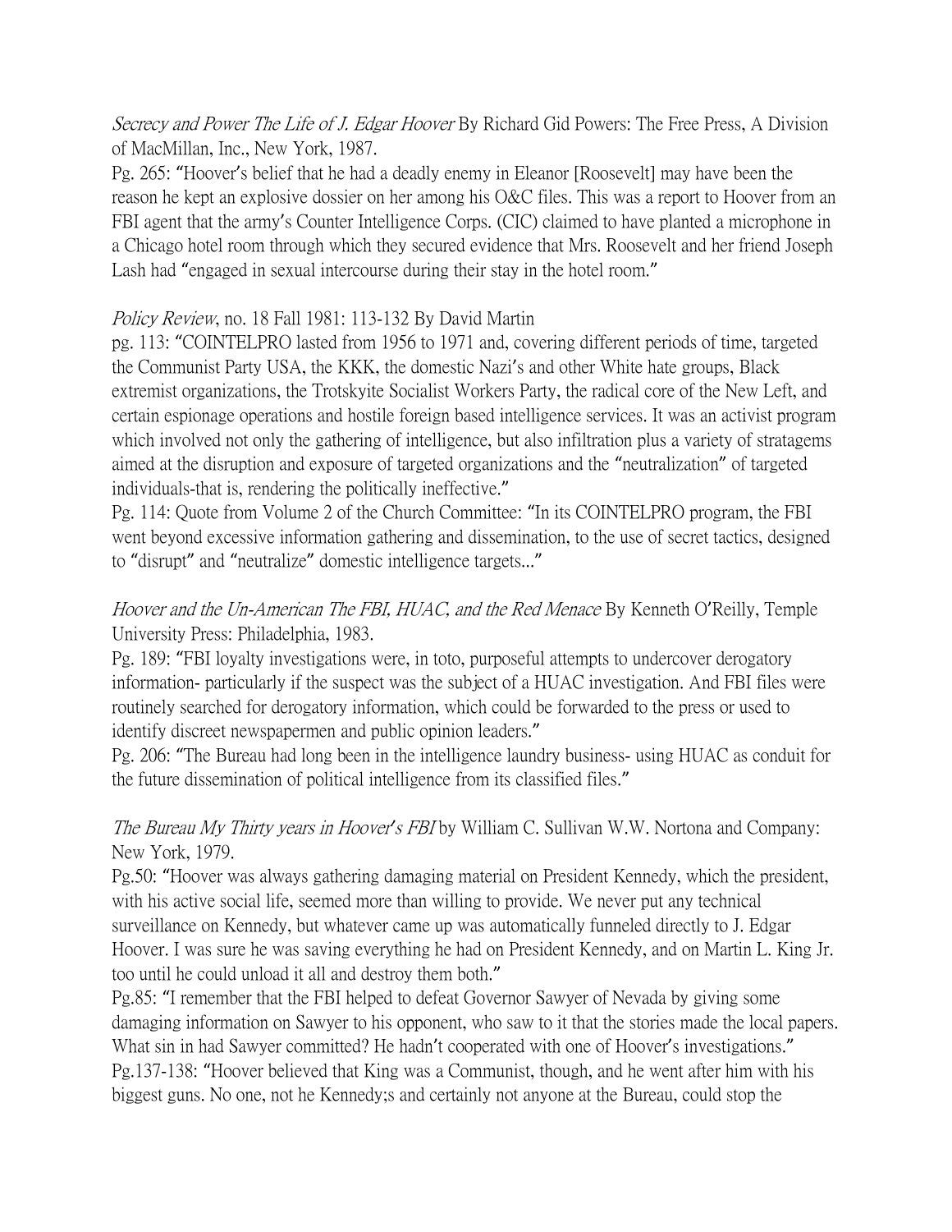*Secrecy and Power The Life of J. Edgar Hoover* By Richard Gid Powers: The Free Press, A Division of MacMillan, Inc., New York, 1987.

Pg. 265: "Hoover's belief that he had a deadly enemy in Eleanor [Roosevelt] may have been the reason he kept an explosive dossier on her among his O&C files. This was a report to Hoover from an FBI agent that the army's Counter Intelligence Corps. (CIC) claimed to have planted a microphone in a Chicago hotel room through which they secured evidence that Mrs. Roosevelt and her friend Joseph Lash had "engaged in sexual intercourse during their stay in the hotel room."

*Policy Review*, no. 18 Fall 1981: 113-132 By David Martin

pg. 113: "COINTELPRO lasted from 1956 to 1971 and, covering different periods of time, targeted the Communist Party USA, the KKK, the domestic Nazi's and other White hate groups, Black extremist organizations, the Trotskyite Socialist Workers Party, the radical core of the New Left, and certain espionage operations and hostile foreign based intelligence services. It was an activist program which involved not only the gathering of intelligence, but also infiltration plus a variety of stratagems aimed at the disruption and exposure of targeted organizations and the "neutralization" of targeted individuals-that is, rendering the politically ineffective."

Pg. 114: Quote from Volume 2 of the Church Committee: "In its COINTELPRO program, the FBI went beyond excessive information gathering and dissemination, to the use of secret tactics, designed to "disrupt" and "neutralize" domestic intelligence targets..."

*Hoover and the Un-American The FBI, HUAC, and the Red Menace* By Kenneth O'Reilly, Temple University Press: Philadelphia, 1983.

Pg. 189: "FBI loyalty investigations were, in toto, purposeful attempts to undercover derogatory information- particularly if the suspect was the subject of a HUAC investigation. And FBI files were routinely searched for derogatory information, which could be forwarded to the press or used to identify discreet newspapermen and public opinion leaders."

Pg. 206: "The Bureau had long been in the intelligence laundry business- using HUAC as conduit for the future dissemination of political intelligence from its classified files."

*The Bureau My Thirty years in Hoover's FBI* by William C. Sullivan W.W. Nortona and Company: New York, 1979.

Pg.50: "Hoover was always gathering damaging material on President Kennedy, which the president, with his active social life, seemed more than willing to provide. We never put any technical surveillance on Kennedy, but whatever came up was automatically funneled directly to J. Edgar Hoover. I was sure he was saving everything he had on President Kennedy, and on Martin L. King Jr. too until he could unload it all and destroy them both."

Pg.85: "I remember that the FBI helped to defeat Governor Sawyer of Nevada by giving some damaging information on Sawyer to his opponent, who saw to it that the stories made the local papers. What sin in had Sawyer committed? He hadn't cooperated with one of Hoover's investigations."

Pg.137-138: "Hoover believed that King was a Communist, though, and he went after him with his biggest guns. No one, not he Kennedy;s and certainly not anyone at the Bureau, could stop the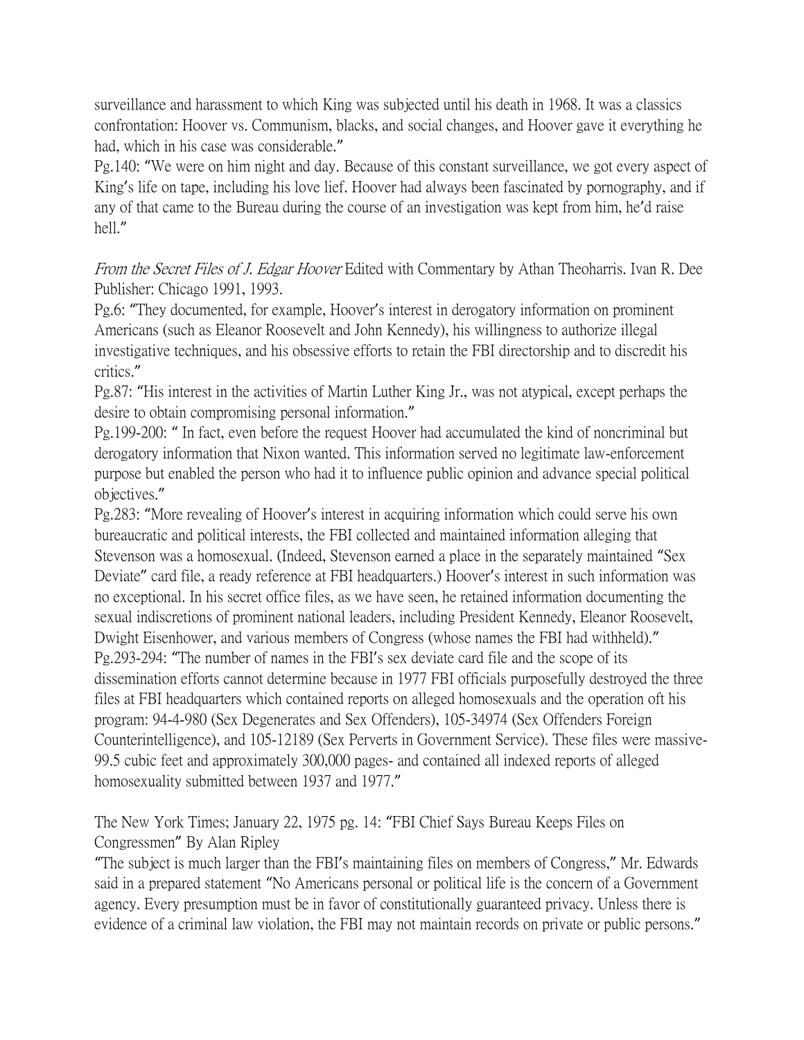surveillance and harassment to which King was subjected until his death in 1968. It was a classics confrontation: Hoover vs. Communism, blacks, and social changes, and Hoover gave it everything he had, which in his case was considerable."

Pg.140: "We were on him night and day. Because of this constant surveillance, we got every aspect of King's life on tape, including his love lief. Hoover had always been fascinated by pornography, and if any of that came to the Bureau during the course of an investigation was kept from him, he'd raise hell."

*From the Secret Files of J. Edgar Hoover* Edited with Commentary by Athan Theoharris. Ivan R. Dee Publisher: Chicago 1991, 1993.

Pg.6: "They documented, for example, Hoover's interest in derogatory information on prominent Americans (such as Eleanor Roosevelt and John Kennedy), his willingness to authorize illegal investigative techniques, and his obsessive efforts to retain the FBI directorship and to discredit his critics."

Pg.87: "His interest in the activities of Martin Luther King Jr., was not atypical, except perhaps the desire to obtain compromising personal information."

Pg.199-200: " In fact, even before the request Hoover had accumulated the kind of noncriminal but derogatory information that Nixon wanted. This information served no legitimate law-enforcement purpose but enabled the person who had it to influence public opinion and advance special political objectives."

Pg.283: "More revealing of Hoover's interest in acquiring information which could serve his own bureaucratic and political interests, the FBI collected and maintained information alleging that Stevenson was a homosexual. (Indeed, Stevenson earned a place in the separately maintained "Sex Deviate" card file, a ready reference at FBI headquarters.) Hoover's interest in such information was no exceptional. In his secret office files, as we have seen, he retained information documenting the sexual indiscretions of prominent national leaders, including President Kennedy, Eleanor Roosevelt, Dwight Eisenhower, and various members of Congress (whose names the FBI had withheld)."

Pg.293-294: "The number of names in the FBI's sex deviate card file and the scope of its dissemination efforts cannot determine because in 1977 FBI officials purposefully destroyed the three files at FBI headquarters which contained reports on alleged homosexuals and the operation oft his program: 94-4-980 (Sex Degenerates and Sex Offenders), 105-34974 (Sex Offenders Foreign Counterintelligence), and 105-12189 (Sex Perverts in Government Service). These files were massive- 99.5 cubic feet and approximately 300,000 pages- and contained all indexed reports of alleged homosexuality submitted between 1937 and 1977."

The New York Times; January 22, 1975 pg. 14: "FBI Chief Says Bureau Keeps Files on Congressmen" By Alan Ripley

"The subject is much larger than the FBI's maintaining files on members of Congress," Mr. Edwards said in a prepared statement "No Americans personal or political life is the concern of a Government agency. Every presumption must be in favor of constitutionally guaranteed privacy. Unless there is evidence of a criminal law violation, the FBI may not maintain records on private or public persons."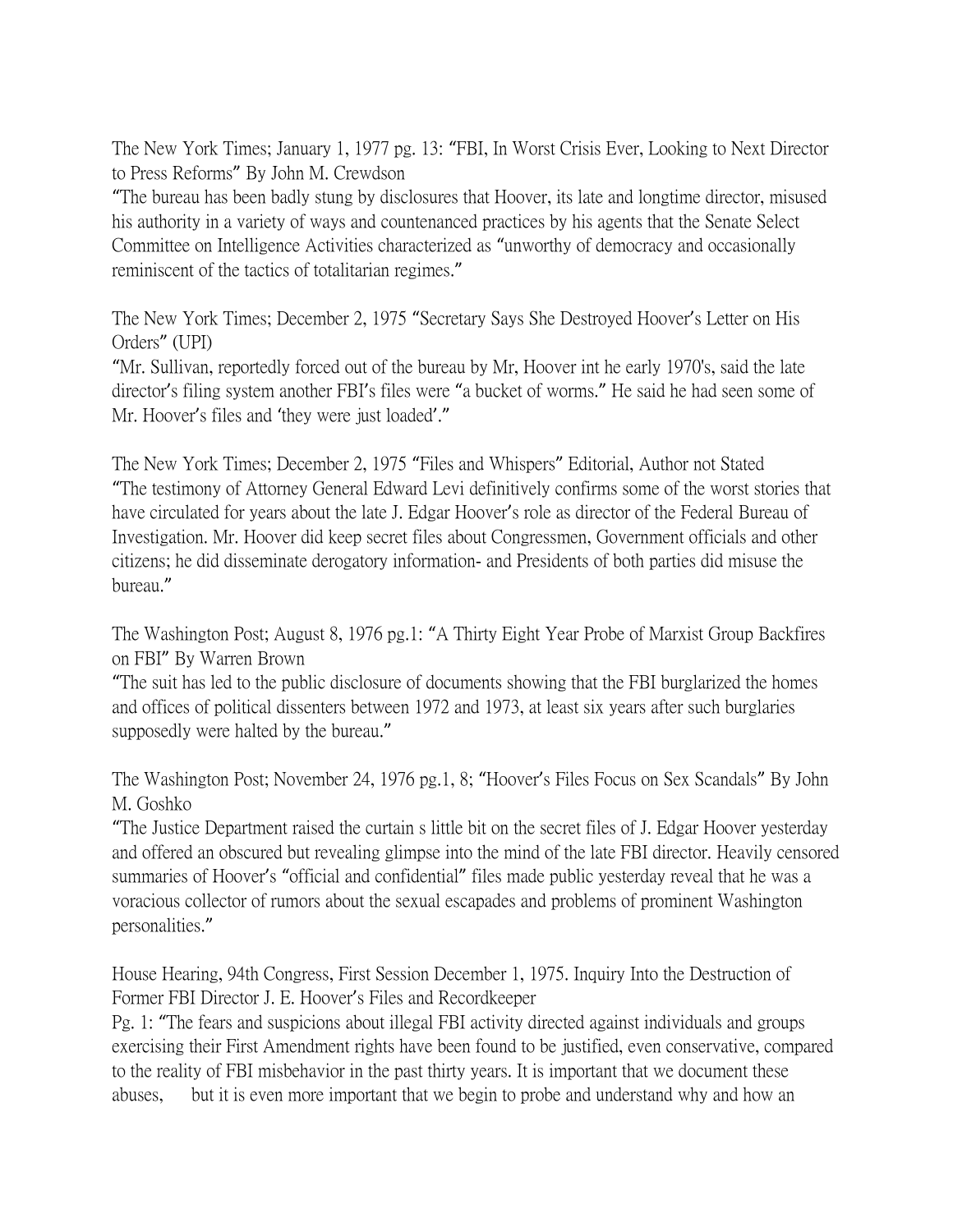The New York Times; January 1, 1977 pg. 13: "FBI, In Worst Crisis Ever, Looking to Next Director to Press Reforms" By John M. Crewdson

"The bureau has been badly stung by disclosures that Hoover, its late and longtime director, misused his authority in a variety of ways and countenanced practices by his agents that the Senate Select Committee on Intelligence Activities characterized as "unworthy of democracy and occasionally reminiscent of the tactics of totalitarian regimes."

The New York Times; December 2, 1975 "Secretary Says She Destroyed Hoover's Letter on His Orders" (UPI)

"Mr. Sullivan, reportedly forced out of the bureau by Mr, Hoover int he early 1970's, said the late director's filing system another FBI's files were "a bucket of worms." He said he had seen some of Mr. Hoover's files and 'they were just loaded'."

The New York Times; December 2, 1975 "Files and Whispers" Editorial, Author not Stated

"The testimony of Attorney General Edward Levi definitively confirms some of the worst stories that have circulated for years about the late J. Edgar Hoover's role as director of the Federal Bureau of Investigation. Mr. Hoover did keep secret files about Congressmen, Government officials and other citizens; he did disseminate derogatory information- and Presidents of both parties did misuse the bureau."

The Washington Post; August 8, 1976 pg.1: "A Thirty Eight Year Probe of Marxist Group Backfires on FBI" By Warren Brown

"The suit has led to the public disclosure of documents showing that the FBI burglarized the homes and offices of political dissenters between 1972 and 1973, at least six years after such burglaries supposedly were halted by the bureau."

The Washington Post; November 24, 1976 pg.1, 8; "Hoover's Files Focus on Sex Scandals" By John M. Goshko

"The Justice Department raised the curtain s little bit on the secret files of J. Edgar Hoover yesterday and offered an obscured but revealing glimpse into the mind of the late FBI director. Heavily censored summaries of Hoover's "official and confidential" files made public yesterday reveal that he was a voracious collector of rumors about the sexual escapades and problems of prominent Washington personalities."

House Hearing, 94th Congress, First Session December 1, 1975. Inquiry Into the Destruction of Former FBI Director J. E. Hoover's Files and Recordkeeper

Pg. 1: "The fears and suspicions about illegal FBI activity directed against individuals and groups exercising their First Amendment rights have been found to be justified, even conservative, compared to the reality of FBI misbehavior in the past thirty years. It is important that we document these abuses, but it is even more important that we begin to probe and understand why and how an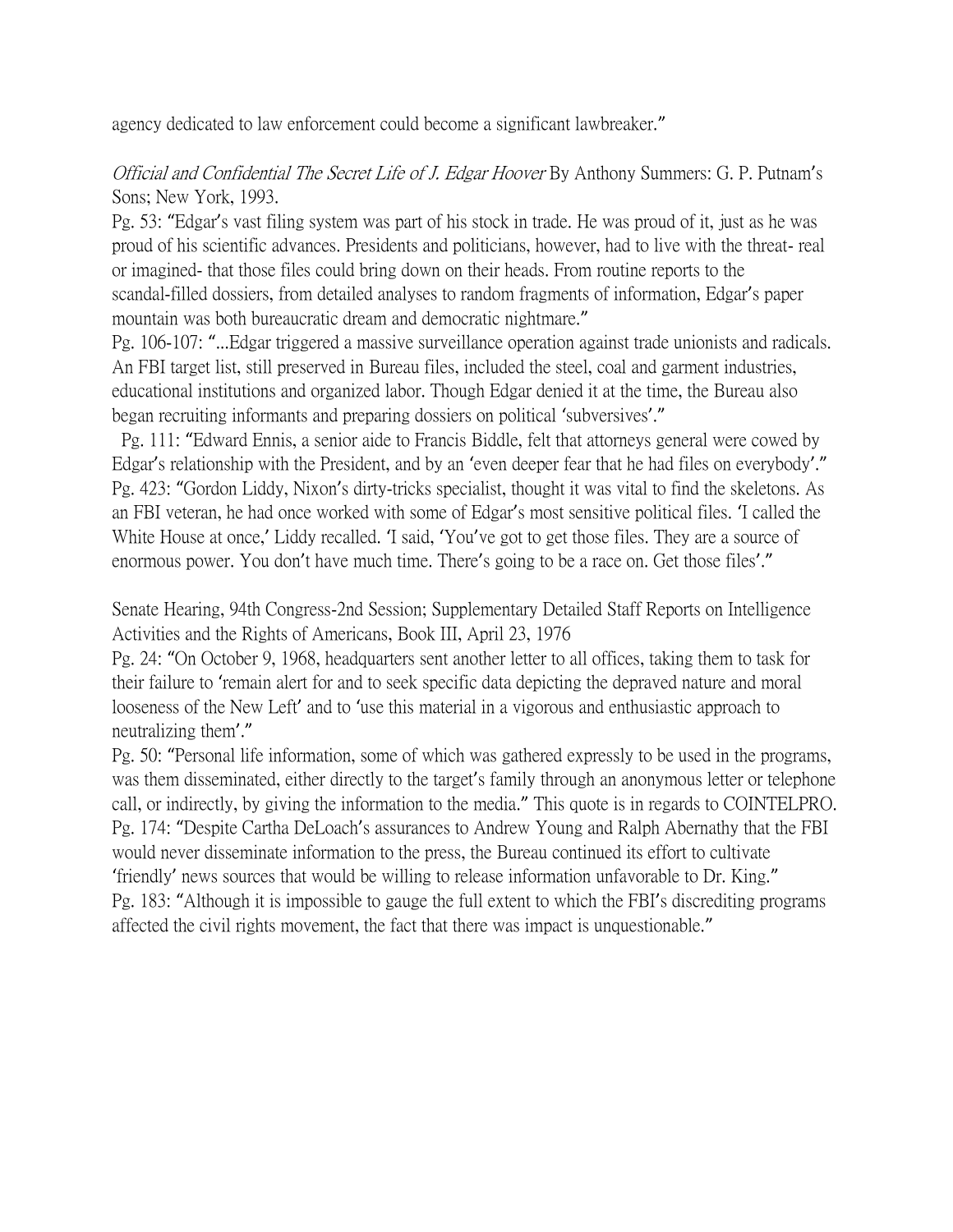agency dedicated to law enforcement could become a significant lawbreaker."

*Official and Confidential The Secret Life of J. Edgar Hoover* By Anthony Summers: G. P. Putnam's Sons; New York, 1993.

Pg. 53: "Edgar's vast filing system was part of his stock in trade. He was proud of it, just as he was proud of his scientific advances. Presidents and politicians, however, had to live with the threat- real or imagined- that those files could bring down on their heads. From routine reports to the scandal-filled dossiers, from detailed analyses to random fragments of information, Edgar's paper mountain was both bureaucratic dream and democratic nightmare."

Pg. 106-107: "...Edgar triggered a massive surveillance operation against trade unionists and radicals. An FBI target list, still preserved in Bureau files, included the steel, coal and garment industries, educational institutions and organized labor. Though Edgar denied it at the time, the Bureau also began recruiting informants and preparing dossiers on political 'subversives'."

Pg. 111: "Edward Ennis, a senior aide to Francis Biddle, felt that attorneys general were cowed by Edgar's relationship with the President, and by an 'even deeper fear that he had files on everybody'."

Pg. 423: "Gordon Liddy, Nixon's dirty-tricks specialist, thought it was vital to find the skeletons. As an FBI veteran, he had once worked with some of Edgar's most sensitive political files. 'I called the White House at once,' Liddy recalled. 'I said, 'You've got to get those files. They are a source of enormous power. You don't have much time. There's going to be a race on. Get those files'."

Senate Hearing, 94th Congress-2nd Session; Supplementary Detailed Staff Reports on Intelligence Activities and the Rights of Americans, Book III, April 23, 1976

Pg. 24: "On October 9, 1968, headquarters sent another letter to all offices, taking them to task for their failure to 'remain alert for and to seek specific data depicting the depraved nature and moral looseness of the New Left' and to 'use this material in a vigorous and enthusiastic approach to neutralizing them'."

Pg. 50: "Personal life information, some of which was gathered expressly to be used in the programs, was them disseminated, either directly to the target's family through an anonymous letter or telephone call, or indirectly, by giving the information to the media." This quote is in regards to COINTELPRO.

Pg. 174: "Despite Cartha DeLoach's assurances to Andrew Young and Ralph Abernathy that the FBI would never disseminate information to the press, the Bureau continued its effort to cultivate 'friendly' news sources that would be willing to release information unfavorable to Dr. King."

Pg. 183: "Although it is impossible to gauge the full extent to which the FBI's discrediting programs affected the civil rights movement, the fact that there was impact is unquestionable."